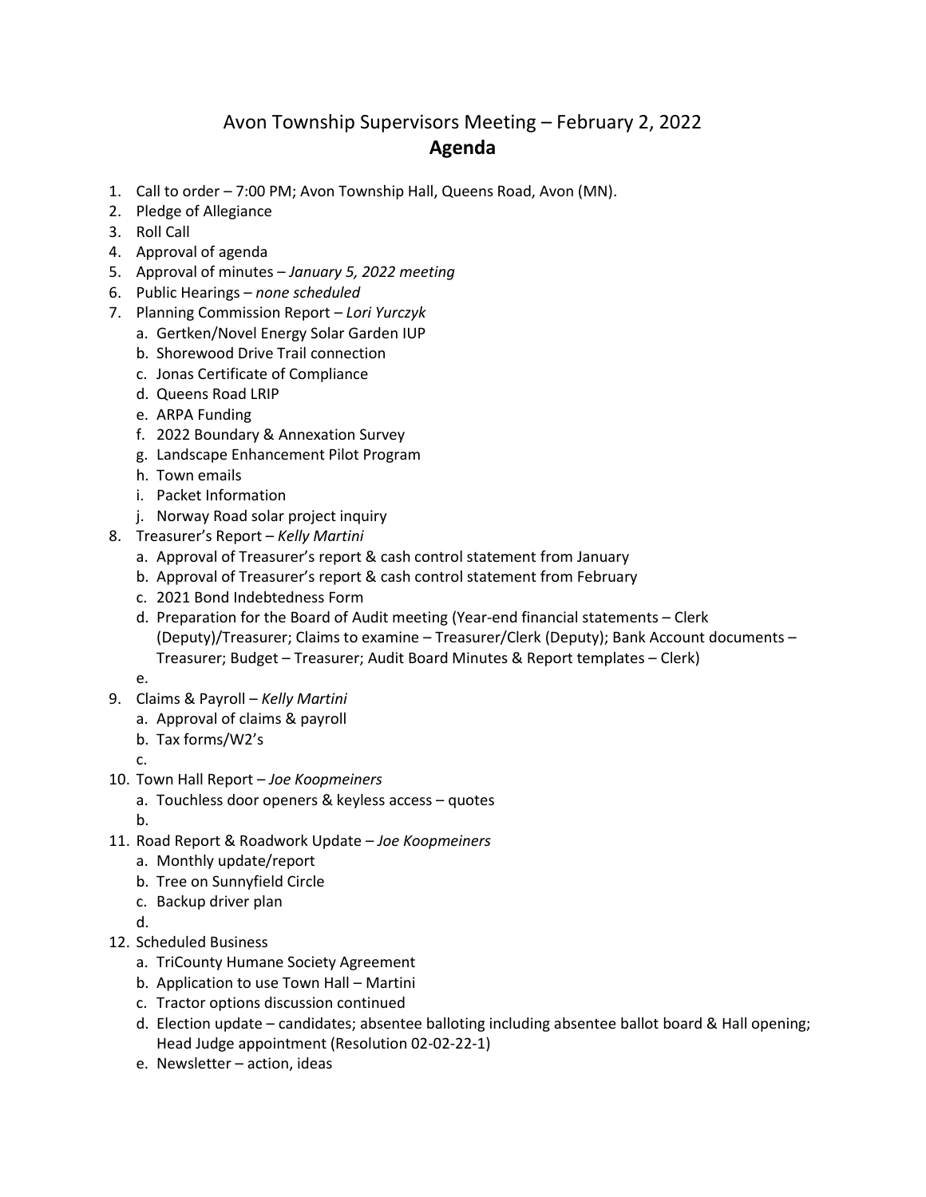# Avon Township Supervisors Meeting – February 2, 2022

## Agenda

1. Call to order – 7:00 PM; Avon Township Hall, Queens Road, Avon (MN).
2. Pledge of Allegiance
3. Roll Call
4. Approval of agenda
5. Approval of minutes – *January 5, 2022 meeting*
6. Public Hearings – *none scheduled*
7. Planning Commission Report – *Lori Yurczyk*
   a. Gertken/Novel Energy Solar Garden IUP
   b. Shorewood Drive Trail connection
   c. Jonas Certificate of Compliance
   d. Queens Road LRIP
   e. ARPA Funding
   f. 2022 Boundary & Annexation Survey
   g. Landscape Enhancement Pilot Program
   h. Town emails
   i. Packet Information
   j. Norway Road solar project inquiry
8. Treasurer's Report – *Kelly Martini*
   a. Approval of Treasurer's report & cash control statement from January
   b. Approval of Treasurer's report & cash control statement from February
   c. 2021 Bond Indebtedness Form
   d. Preparation for the Board of Audit meeting (Year-end financial statements – Clerk (Deputy)/Treasurer; Claims to examine – Treasurer/Clerk (Deputy); Bank Account documents – Treasurer; Budget – Treasurer; Audit Board Minutes & Report templates – Clerk)
   e.
9. Claims & Payroll – *Kelly Martini*
   a. Approval of claims & payroll
   b. Tax forms/W2's
   c.
10. Town Hall Report – *Joe Koopmeiners*
    a. Touchless door openers & keyless access – quotes
    b.
11. Road Report & Roadwork Update – *Joe Koopmeiners*
    a. Monthly update/report
    b. Tree on Sunnyfield Circle
    c. Backup driver plan
    d.
12. Scheduled Business
    a. TriCounty Humane Society Agreement
    b. Application to use Town Hall – Martini
    c. Tractor options discussion continued
    d. Election update – candidates; absentee balloting including absentee ballot board & Hall opening; Head Judge appointment (Resolution 02-02-22-1)
    e. Newsletter – action, ideas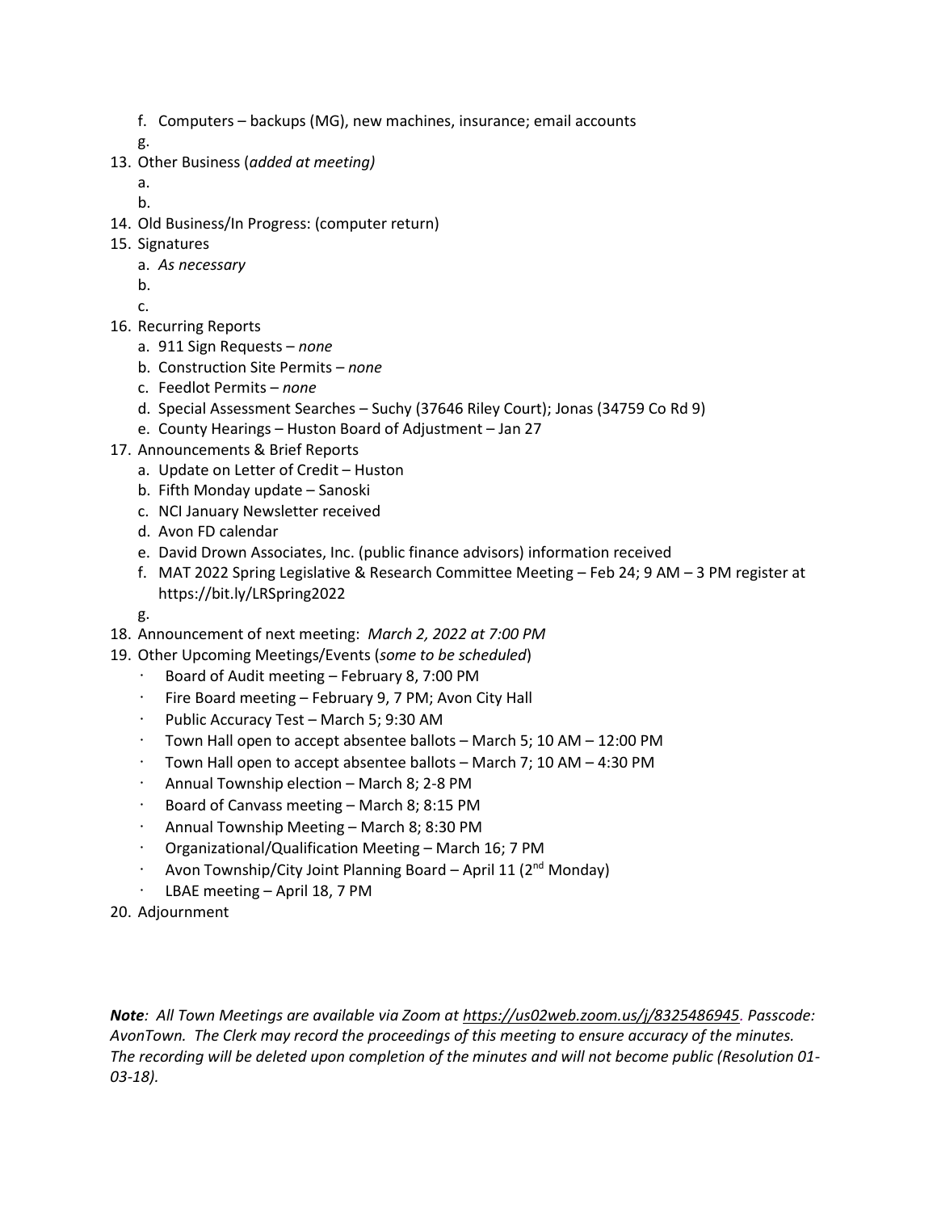f. Computers – backups (MG), new machines, insurance; email accounts
   g.
13. Other Business (*added at meeting)*
   a.
   b.
14. Old Business/In Progress: (computer return)
15. Signatures
   a. *As necessary*
   b.
   c.
16. Recurring Reports
   a. 911 Sign Requests – *none*
   b. Construction Site Permits – *none*
   c. Feedlot Permits – *none*
   d. Special Assessment Searches – Suchy (37646 Riley Court); Jonas (34759 Co Rd 9)
   e. County Hearings – Huston Board of Adjustment – Jan 27
17. Announcements & Brief Reports
   a. Update on Letter of Credit – Huston
   b. Fifth Monday update – Sanoski
   c. NCI January Newsletter received
   d. Avon FD calendar
   e. David Drown Associates, Inc. (public finance advisors) information received
   f. MAT 2022 Spring Legislative & Research Committee Meeting – Feb 24; 9 AM – 3 PM register at https://bit.ly/LRSpring2022
   g.
18. Announcement of next meeting: *March 2, 2022 at 7:00 PM*
19. Other Upcoming Meetings/Events (*some to be scheduled*)
   - Board of Audit meeting – February 8, 7:00 PM
   - Fire Board meeting – February 9, 7 PM; Avon City Hall
   - Public Accuracy Test – March 5; 9:30 AM
   - Town Hall open to accept absentee ballots – March 5; 10 AM – 12:00 PM
   - Town Hall open to accept absentee ballots – March 7; 10 AM – 4:30 PM
   - Annual Township election – March 8; 2-8 PM
   - Board of Canvass meeting – March 8; 8:15 PM
   - Annual Township Meeting – March 8; 8:30 PM
   - Organizational/Qualification Meeting – March 16; 7 PM
   - Avon Township/City Joint Planning Board – April 11 (2nd Monday)
   - LBAE meeting – April 18, 7 PM
20. Adjournment

***Note**: All Town Meetings are available via Zoom at https://us02web.zoom.us/j/8325486945. Passcode: AvonTown. The Clerk may record the proceedings of this meeting to ensure accuracy of the minutes. The recording will be deleted upon completion of the minutes and will not become public (Resolution 01-03-18).*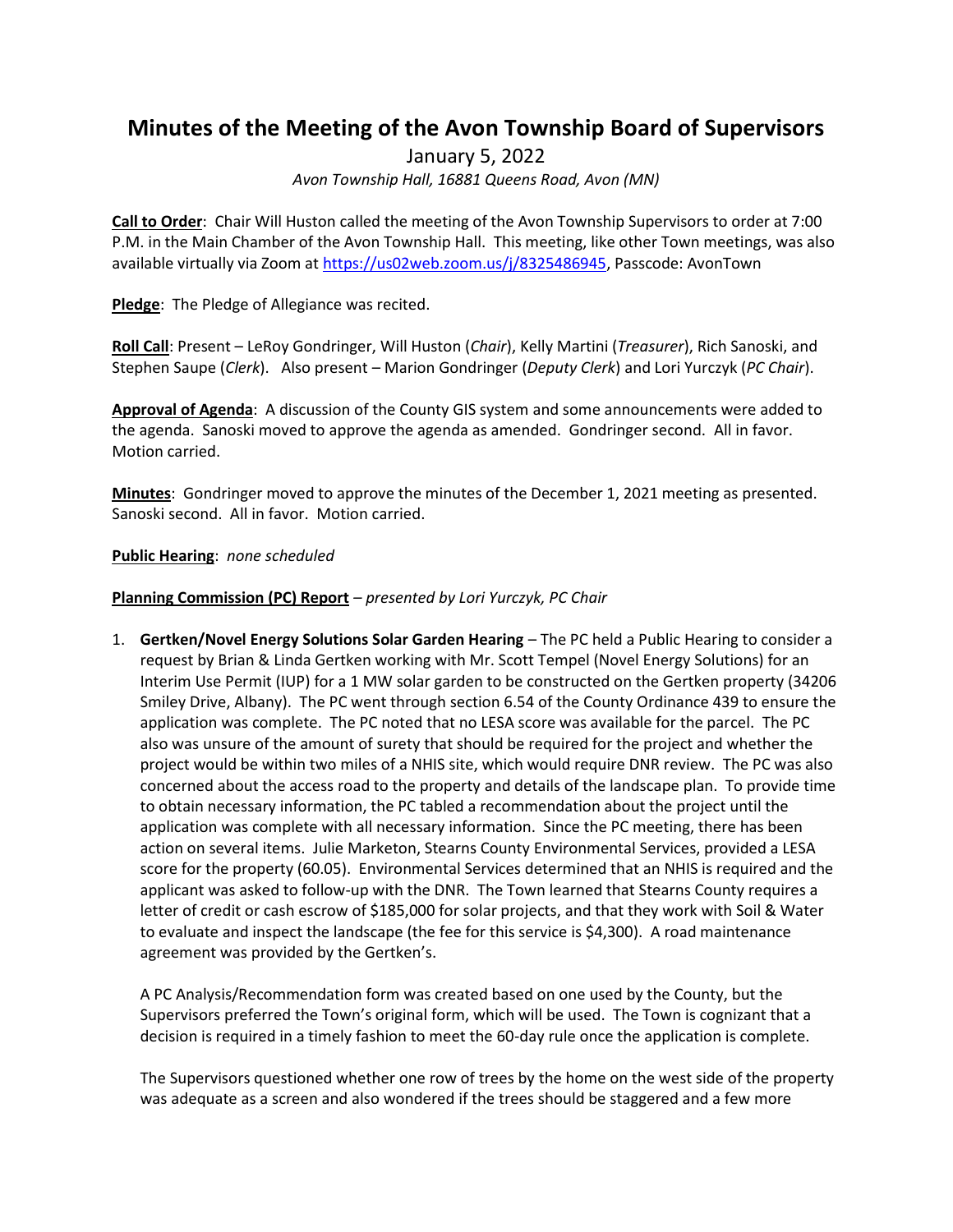# Minutes of the Meeting of the Avon Township Board of Supervisors

January 5, 2022

*Avon Township Hall, 16881 Queens Road, Avon (MN)*

**Call to Order**: Chair Will Huston called the meeting of the Avon Township Supervisors to order at 7:00 P.M. in the Main Chamber of the Avon Township Hall. This meeting, like other Town meetings, was also available virtually via Zoom at https://us02web.zoom.us/j/8325486945, Passcode: AvonTown

**Pledge**: The Pledge of Allegiance was recited.

**Roll Call**: Present – LeRoy Gondringer, Will Huston (*Chair*), Kelly Martini (*Treasurer*), Rich Sanoski, and Stephen Saupe (*Clerk*). Also present – Marion Gondringer (*Deputy Clerk*) and Lori Yurczyk (*PC Chair*).

**Approval of Agenda**: A discussion of the County GIS system and some announcements were added to the agenda. Sanoski moved to approve the agenda as amended. Gondringer second. All in favor. Motion carried.

**Minutes**: Gondringer moved to approve the minutes of the December 1, 2021 meeting as presented. Sanoski second. All in favor. Motion carried.

**Public Hearing**: *none scheduled*

**Planning Commission (PC) Report** – *presented by Lori Yurczyk, PC Chair*

1. **Gertken/Novel Energy Solutions Solar Garden Hearing** – The PC held a Public Hearing to consider a request by Brian & Linda Gertken working with Mr. Scott Tempel (Novel Energy Solutions) for an Interim Use Permit (IUP) for a 1 MW solar garden to be constructed on the Gertken property (34206 Smiley Drive, Albany). The PC went through section 6.54 of the County Ordinance 439 to ensure the application was complete. The PC noted that no LESA score was available for the parcel. The PC also was unsure of the amount of surety that should be required for the project and whether the project would be within two miles of a NHIS site, which would require DNR review. The PC was also concerned about the access road to the property and details of the landscape plan. To provide time to obtain necessary information, the PC tabled a recommendation about the project until the application was complete with all necessary information. Since the PC meeting, there has been action on several items. Julie Marketon, Stearns County Environmental Services, provided a LESA score for the property (60.05). Environmental Services determined that an NHIS is required and the applicant was asked to follow-up with the DNR. The Town learned that Stearns County requires a letter of credit or cash escrow of $185,000 for solar projects, and that they work with Soil & Water to evaluate and inspect the landscape (the fee for this service is $4,300). A road maintenance agreement was provided by the Gertken's.

   A PC Analysis/Recommendation form was created based on one used by the County, but the Supervisors preferred the Town's original form, which will be used. The Town is cognizant that a decision is required in a timely fashion to meet the 60-day rule once the application is complete.

   The Supervisors questioned whether one row of trees by the home on the west side of the property was adequate as a screen and also wondered if the trees should be staggered and a few more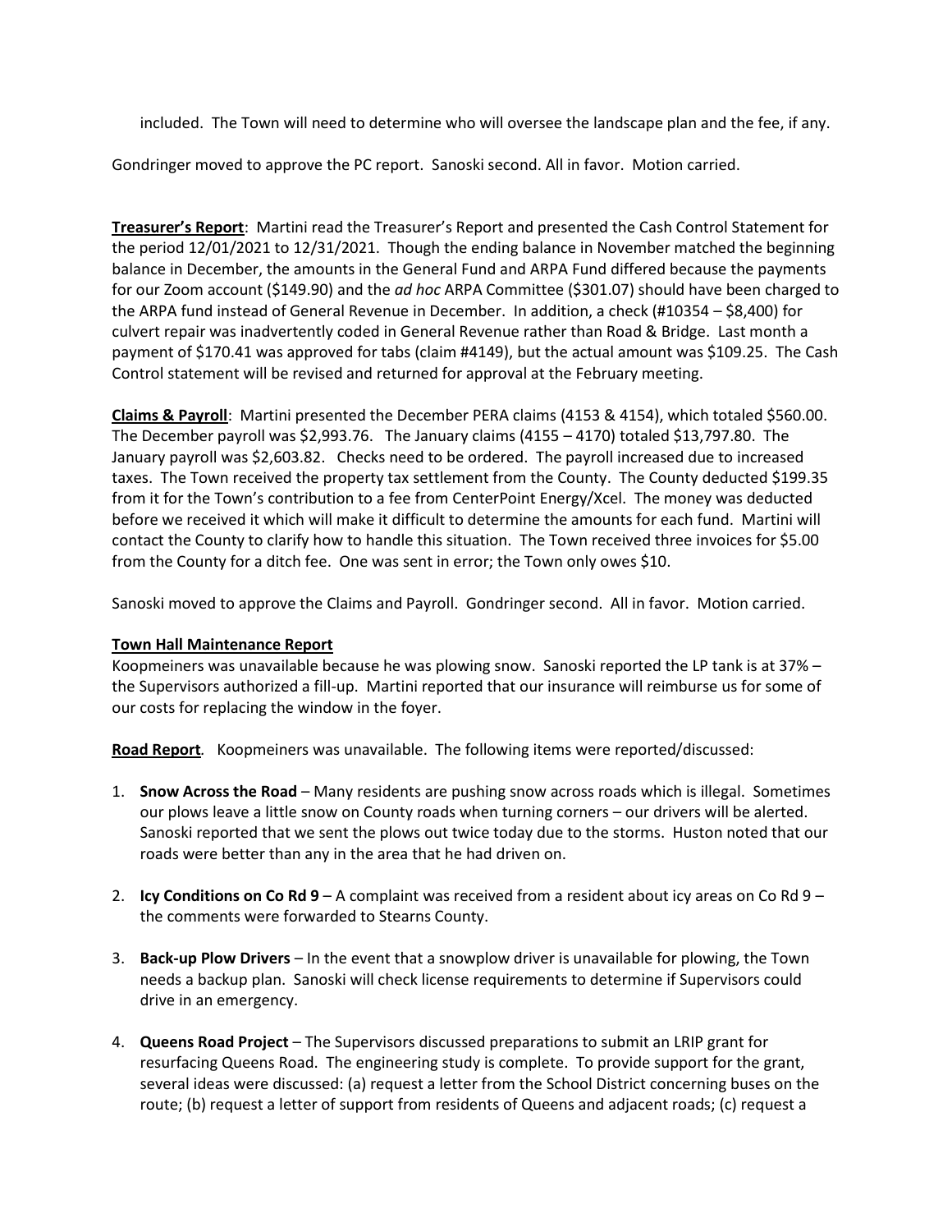included. The Town will need to determine who will oversee the landscape plan and the fee, if any.

Gondringer moved to approve the PC report. Sanoski second. All in favor. Motion carried.

**Treasurer's Report**: Martini read the Treasurer's Report and presented the Cash Control Statement for the period 12/01/2021 to 12/31/2021. Though the ending balance in November matched the beginning balance in December, the amounts in the General Fund and ARPA Fund differed because the payments for our Zoom account ($149.90) and the *ad hoc* ARPA Committee ($301.07) should have been charged to the ARPA fund instead of General Revenue in December. In addition, a check (#10354 – $8,400) for culvert repair was inadvertently coded in General Revenue rather than Road & Bridge. Last month a payment of $170.41 was approved for tabs (claim #4149), but the actual amount was $109.25. The Cash Control statement will be revised and returned for approval at the February meeting.

**Claims & Payroll**: Martini presented the December PERA claims (4153 & 4154), which totaled $560.00. The December payroll was $2,993.76. The January claims (4155 – 4170) totaled $13,797.80. The January payroll was $2,603.82. Checks need to be ordered. The payroll increased due to increased taxes. The Town received the property tax settlement from the County. The County deducted $199.35 from it for the Town's contribution to a fee from CenterPoint Energy/Xcel. The money was deducted before we received it which will make it difficult to determine the amounts for each fund. Martini will contact the County to clarify how to handle this situation. The Town received three invoices for $5.00 from the County for a ditch fee. One was sent in error; the Town only owes $10.

Sanoski moved to approve the Claims and Payroll. Gondringer second. All in favor. Motion carried.

**Town Hall Maintenance Report**

Koopmeiners was unavailable because he was plowing snow. Sanoski reported the LP tank is at 37% – the Supervisors authorized a fill-up. Martini reported that our insurance will reimburse us for some of our costs for replacing the window in the foyer.

**Road Report**. Koopmeiners was unavailable. The following items were reported/discussed:

1. **Snow Across the Road** – Many residents are pushing snow across roads which is illegal. Sometimes our plows leave a little snow on County roads when turning corners – our drivers will be alerted. Sanoski reported that we sent the plows out twice today due to the storms. Huston noted that our roads were better than any in the area that he had driven on.

2. **Icy Conditions on Co Rd 9** – A complaint was received from a resident about icy areas on Co Rd 9 – the comments were forwarded to Stearns County.

3. **Back-up Plow Drivers** – In the event that a snowplow driver is unavailable for plowing, the Town needs a backup plan. Sanoski will check license requirements to determine if Supervisors could drive in an emergency.

4. **Queens Road Project** – The Supervisors discussed preparations to submit an LRIP grant for resurfacing Queens Road. The engineering study is complete. To provide support for the grant, several ideas were discussed: (a) request a letter from the School District concerning buses on the route; (b) request a letter of support from residents of Queens and adjacent roads; (c) request a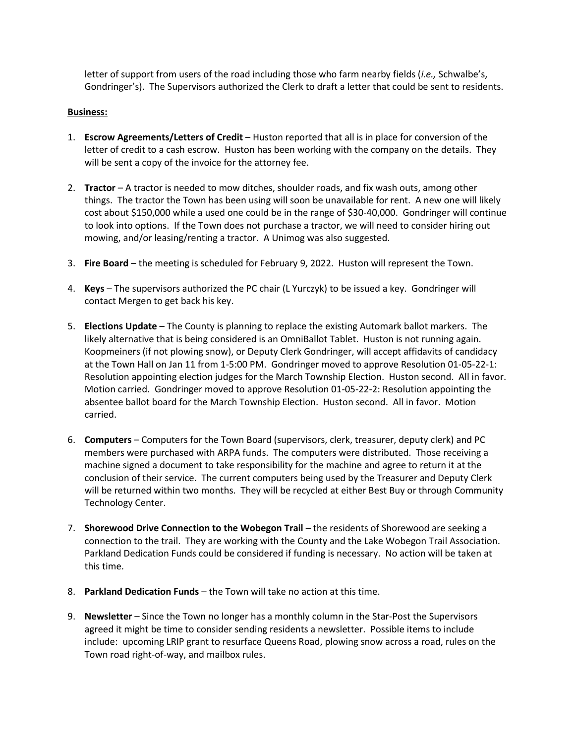letter of support from users of the road including those who farm nearby fields (*i.e.,* Schwalbe's, Gondringer's). The Supervisors authorized the Clerk to draft a letter that could be sent to residents.

**Business:**

1. **Escrow Agreements/Letters of Credit** – Huston reported that all is in place for conversion of the letter of credit to a cash escrow. Huston has been working with the company on the details. They will be sent a copy of the invoice for the attorney fee.

2. **Tractor** – A tractor is needed to mow ditches, shoulder roads, and fix wash outs, among other things. The tractor the Town has been using will soon be unavailable for rent. A new one will likely cost about $150,000 while a used one could be in the range of $30-40,000. Gondringer will continue to look into options. If the Town does not purchase a tractor, we will need to consider hiring out mowing, and/or leasing/renting a tractor. A Unimog was also suggested.

3. **Fire Board** – the meeting is scheduled for February 9, 2022. Huston will represent the Town.

4. **Keys** – The supervisors authorized the PC chair (L Yurczyk) to be issued a key. Gondringer will contact Mergen to get back his key.

5. **Elections Update** – The County is planning to replace the existing Automark ballot markers. The likely alternative that is being considered is an OmniBallot Tablet. Huston is not running again. Koopmeiners (if not plowing snow), or Deputy Clerk Gondringer, will accept affidavits of candidacy at the Town Hall on Jan 11 from 1-5:00 PM. Gondringer moved to approve Resolution 01-05-22-1: Resolution appointing election judges for the March Township Election. Huston second. All in favor. Motion carried. Gondringer moved to approve Resolution 01-05-22-2: Resolution appointing the absentee ballot board for the March Township Election. Huston second. All in favor. Motion carried.

6. **Computers** – Computers for the Town Board (supervisors, clerk, treasurer, deputy clerk) and PC members were purchased with ARPA funds. The computers were distributed. Those receiving a machine signed a document to take responsibility for the machine and agree to return it at the conclusion of their service. The current computers being used by the Treasurer and Deputy Clerk will be returned within two months. They will be recycled at either Best Buy or through Community Technology Center.

7. **Shorewood Drive Connection to the Wobegon Trail** – the residents of Shorewood are seeking a connection to the trail. They are working with the County and the Lake Wobegon Trail Association. Parkland Dedication Funds could be considered if funding is necessary. No action will be taken at this time.

8. **Parkland Dedication Funds** – the Town will take no action at this time.

9. **Newsletter** – Since the Town no longer has a monthly column in the Star-Post the Supervisors agreed it might be time to consider sending residents a newsletter. Possible items to include include: upcoming LRIP grant to resurface Queens Road, plowing snow across a road, rules on the Town road right-of-way, and mailbox rules.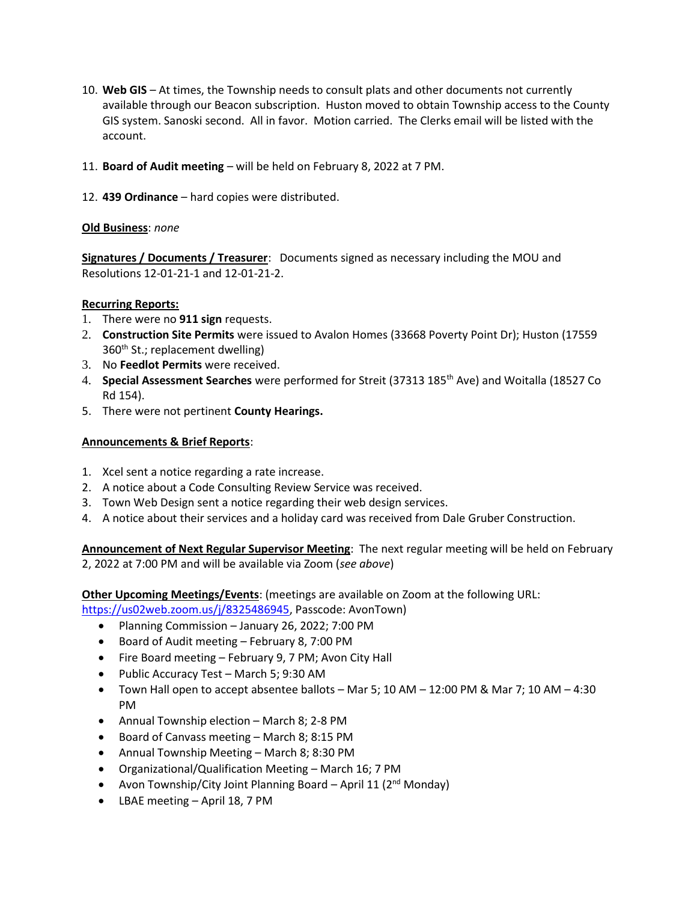10. **Web GIS** – At times, the Township needs to consult plats and other documents not currently available through our Beacon subscription. Huston moved to obtain Township access to the County GIS system. Sanoski second. All in favor. Motion carried. The Clerks email will be listed with the account.

11. **Board of Audit meeting** – will be held on February 8, 2022 at 7 PM.

12. **439 Ordinance** – hard copies were distributed.

**Old Business**: *none*

**Signatures / Documents / Treasurer**: Documents signed as necessary including the MOU and Resolutions 12-01-21-1 and 12-01-21-2.

**Recurring Reports:**

1. There were no **911 sign** requests.
2. **Construction Site Permits** were issued to Avalon Homes (33668 Poverty Point Dr); Huston (17559 360th St.; replacement dwelling)
3. No **Feedlot Permits** were received.
4. **Special Assessment Searches** were performed for Streit (37313 185th Ave) and Woitalla (18527 Co Rd 154).
5. There were not pertinent **County Hearings.**

**Announcements & Brief Reports**:

1. Xcel sent a notice regarding a rate increase.
2. A notice about a Code Consulting Review Service was received.
3. Town Web Design sent a notice regarding their web design services.
4. A notice about their services and a holiday card was received from Dale Gruber Construction.

**Announcement of Next Regular Supervisor Meeting**: The next regular meeting will be held on February 2, 2022 at 7:00 PM and will be available via Zoom (*see above*)

**Other Upcoming Meetings/Events**: (meetings are available on Zoom at the following URL: https://us02web.zoom.us/j/8325486945, Passcode: AvonTown)

- Planning Commission – January 26, 2022; 7:00 PM
- Board of Audit meeting – February 8, 7:00 PM
- Fire Board meeting – February 9, 7 PM; Avon City Hall
- Public Accuracy Test – March 5; 9:30 AM
- Town Hall open to accept absentee ballots – Mar 5; 10 AM – 12:00 PM & Mar 7; 10 AM – 4:30 PM
- Annual Township election – March 8; 2-8 PM
- Board of Canvass meeting – March 8; 8:15 PM
- Annual Township Meeting – March 8; 8:30 PM
- Organizational/Qualification Meeting – March 16; 7 PM
- Avon Township/City Joint Planning Board – April 11 (2nd Monday)
- LBAE meeting – April 18, 7 PM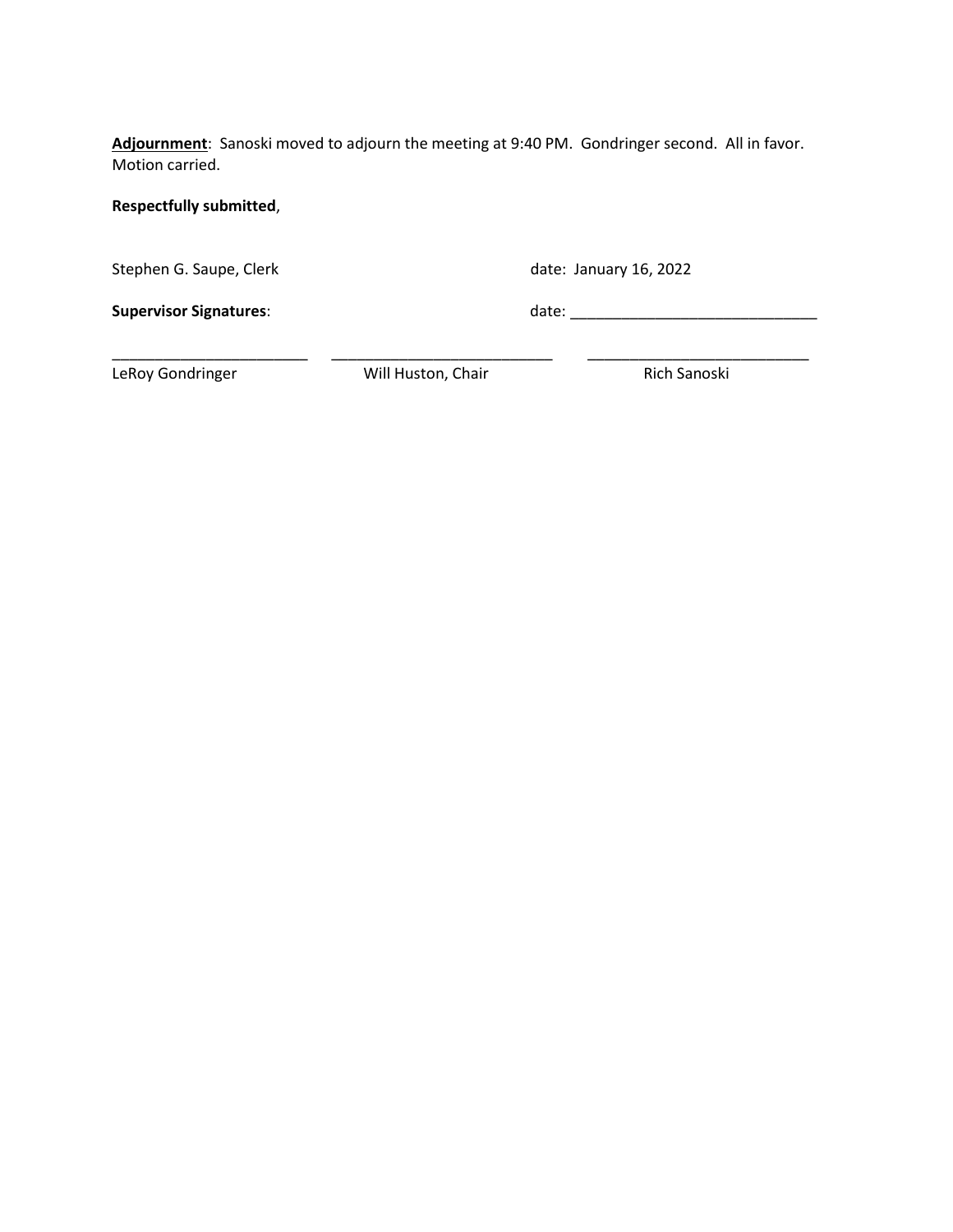**<u>Adjournment</u>**: Sanoski moved to adjourn the meeting at 9:40 PM. Gondringer second. All in favor. Motion carried.

**Respectfully submitted**,

Stephen G. Saupe, Clerk date: January 16, 2022

**Supervisor Signatures**: date: _____________________________

| _______________________ | __________________________ | __________________________ |
|---|---|---|
| LeRoy Gondringer | Will Huston, Chair | Rich Sanoski |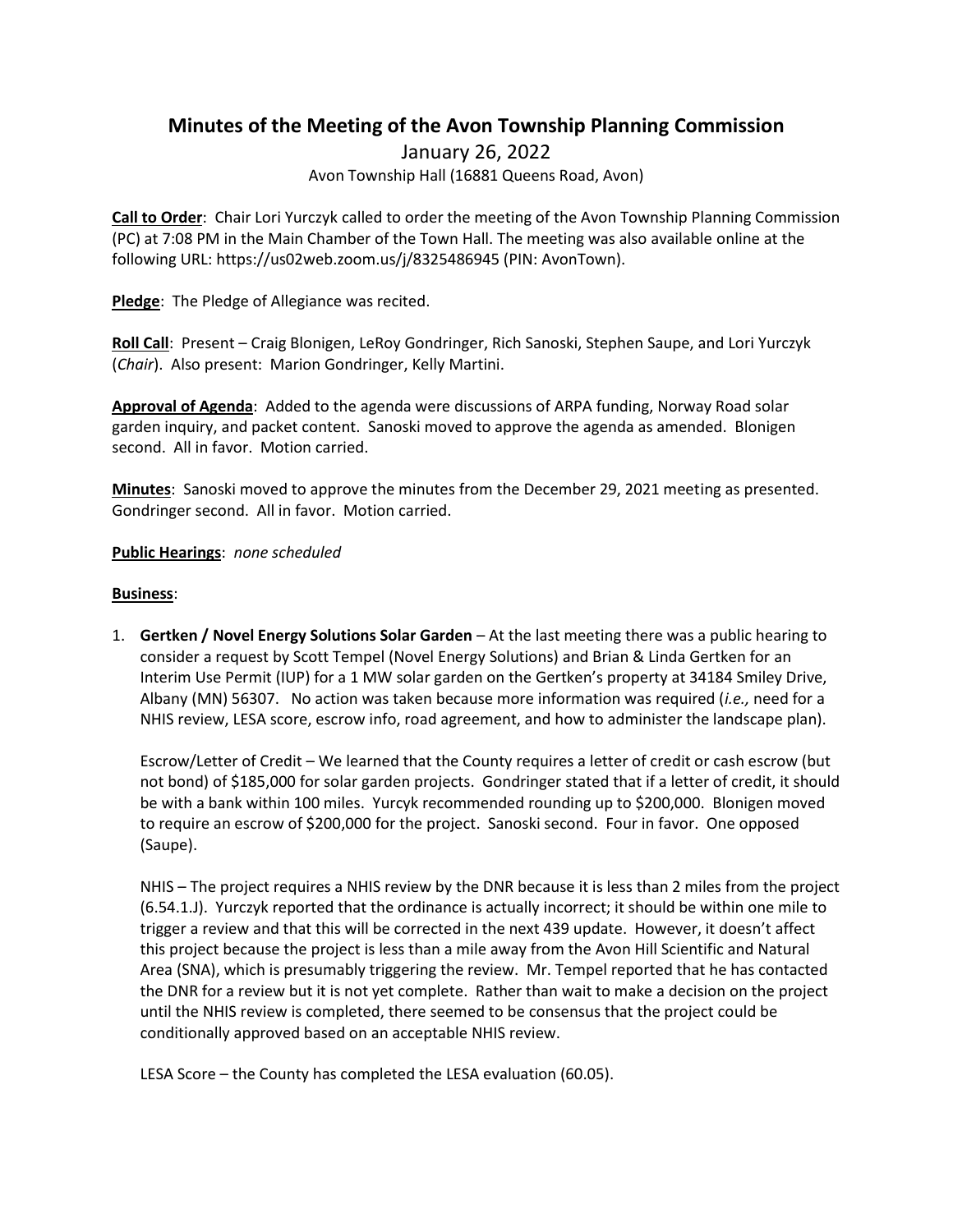# Minutes of the Meeting of the Avon Township Planning Commission

January 26, 2022

Avon Township Hall (16881 Queens Road, Avon)

**Call to Order**: Chair Lori Yurczyk called to order the meeting of the Avon Township Planning Commission (PC) at 7:08 PM in the Main Chamber of the Town Hall. The meeting was also available online at the following URL: https://us02web.zoom.us/j/8325486945 (PIN: AvonTown).

**Pledge**: The Pledge of Allegiance was recited.

**Roll Call**: Present – Craig Blonigen, LeRoy Gondringer, Rich Sanoski, Stephen Saupe, and Lori Yurczyk (*Chair*). Also present: Marion Gondringer, Kelly Martini.

**Approval of Agenda**: Added to the agenda were discussions of ARPA funding, Norway Road solar garden inquiry, and packet content. Sanoski moved to approve the agenda as amended. Blonigen second. All in favor. Motion carried.

**Minutes**: Sanoski moved to approve the minutes from the December 29, 2021 meeting as presented. Gondringer second. All in favor. Motion carried.

**Public Hearings**: *none scheduled*

**Business**:

1. **Gertken / Novel Energy Solutions Solar Garden** – At the last meeting there was a public hearing to consider a request by Scott Tempel (Novel Energy Solutions) and Brian & Linda Gertken for an Interim Use Permit (IUP) for a 1 MW solar garden on the Gertken's property at 34184 Smiley Drive, Albany (MN) 56307. No action was taken because more information was required (*i.e.,* need for a NHIS review, LESA score, escrow info, road agreement, and how to administer the landscape plan).

   Escrow/Letter of Credit – We learned that the County requires a letter of credit or cash escrow (but not bond) of $185,000 for solar garden projects. Gondringer stated that if a letter of credit, it should be with a bank within 100 miles. Yurcyk recommended rounding up to $200,000. Blonigen moved to require an escrow of $200,000 for the project. Sanoski second. Four in favor. One opposed (Saupe).

   NHIS – The project requires a NHIS review by the DNR because it is less than 2 miles from the project (6.54.1.J). Yurczyk reported that the ordinance is actually incorrect; it should be within one mile to trigger a review and that this will be corrected in the next 439 update. However, it doesn't affect this project because the project is less than a mile away from the Avon Hill Scientific and Natural Area (SNA), which is presumably triggering the review. Mr. Tempel reported that he has contacted the DNR for a review but it is not yet complete. Rather than wait to make a decision on the project until the NHIS review is completed, there seemed to be consensus that the project could be conditionally approved based on an acceptable NHIS review.

   LESA Score – the County has completed the LESA evaluation (60.05).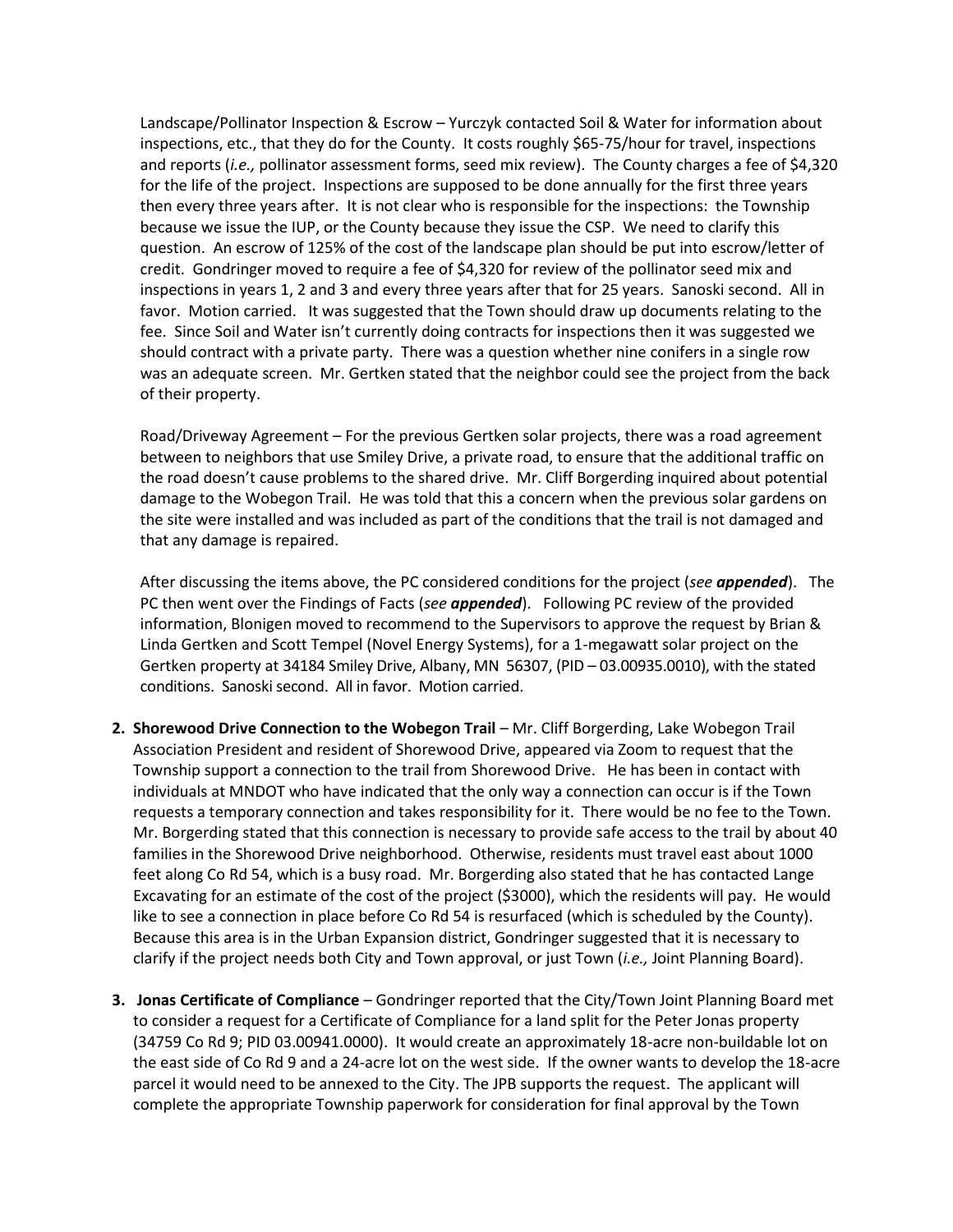Landscape/Pollinator Inspection & Escrow – Yurczyk contacted Soil & Water for information about inspections, etc., that they do for the County. It costs roughly $65-75/hour for travel, inspections and reports (*i.e.,* pollinator assessment forms, seed mix review). The County charges a fee of $4,320 for the life of the project. Inspections are supposed to be done annually for the first three years then every three years after. It is not clear who is responsible for the inspections: the Township because we issue the IUP, or the County because they issue the CSP. We need to clarify this question. An escrow of 125% of the cost of the landscape plan should be put into escrow/letter of credit. Gondringer moved to require a fee of $4,320 for review of the pollinator seed mix and inspections in years 1, 2 and 3 and every three years after that for 25 years. Sanoski second. All in favor. Motion carried. It was suggested that the Town should draw up documents relating to the fee. Since Soil and Water isn't currently doing contracts for inspections then it was suggested we should contract with a private party. There was a question whether nine conifers in a single row was an adequate screen. Mr. Gertken stated that the neighbor could see the project from the back of their property.

Road/Driveway Agreement – For the previous Gertken solar projects, there was a road agreement between to neighbors that use Smiley Drive, a private road, to ensure that the additional traffic on the road doesn't cause problems to the shared drive. Mr. Cliff Borgerding inquired about potential damage to the Wobegon Trail. He was told that this a concern when the previous solar gardens on the site were installed and was included as part of the conditions that the trail is not damaged and that any damage is repaired.

After discussing the items above, the PC considered conditions for the project (*see* ***appended***). The PC then went over the Findings of Facts (*see* ***appended***). Following PC review of the provided information, Blonigen moved to recommend to the Supervisors to approve the request by Brian & Linda Gertken and Scott Tempel (Novel Energy Systems), for a 1-megawatt solar project on the Gertken property at 34184 Smiley Drive, Albany, MN 56307, (PID – 03.00935.0010), with the stated conditions. Sanoski second. All in favor. Motion carried.

2. **Shorewood Drive Connection to the Wobegon Trail** – Mr. Cliff Borgerding, Lake Wobegon Trail Association President and resident of Shorewood Drive, appeared via Zoom to request that the Township support a connection to the trail from Shorewood Drive. He has been in contact with individuals at MNDOT who have indicated that the only way a connection can occur is if the Town requests a temporary connection and takes responsibility for it. There would be no fee to the Town. Mr. Borgerding stated that this connection is necessary to provide safe access to the trail by about 40 families in the Shorewood Drive neighborhood. Otherwise, residents must travel east about 1000 feet along Co Rd 54, which is a busy road. Mr. Borgerding also stated that he has contacted Lange Excavating for an estimate of the cost of the project ($3000), which the residents will pay. He would like to see a connection in place before Co Rd 54 is resurfaced (which is scheduled by the County). Because this area is in the Urban Expansion district, Gondringer suggested that it is necessary to clarify if the project needs both City and Town approval, or just Town (*i.e.,* Joint Planning Board).

3. **Jonas Certificate of Compliance** – Gondringer reported that the City/Town Joint Planning Board met to consider a request for a Certificate of Compliance for a land split for the Peter Jonas property (34759 Co Rd 9; PID 03.00941.0000). It would create an approximately 18-acre non-buildable lot on the east side of Co Rd 9 and a 24-acre lot on the west side. If the owner wants to develop the 18-acre parcel it would need to be annexed to the City. The JPB supports the request. The applicant will complete the appropriate Township paperwork for consideration for final approval by the Town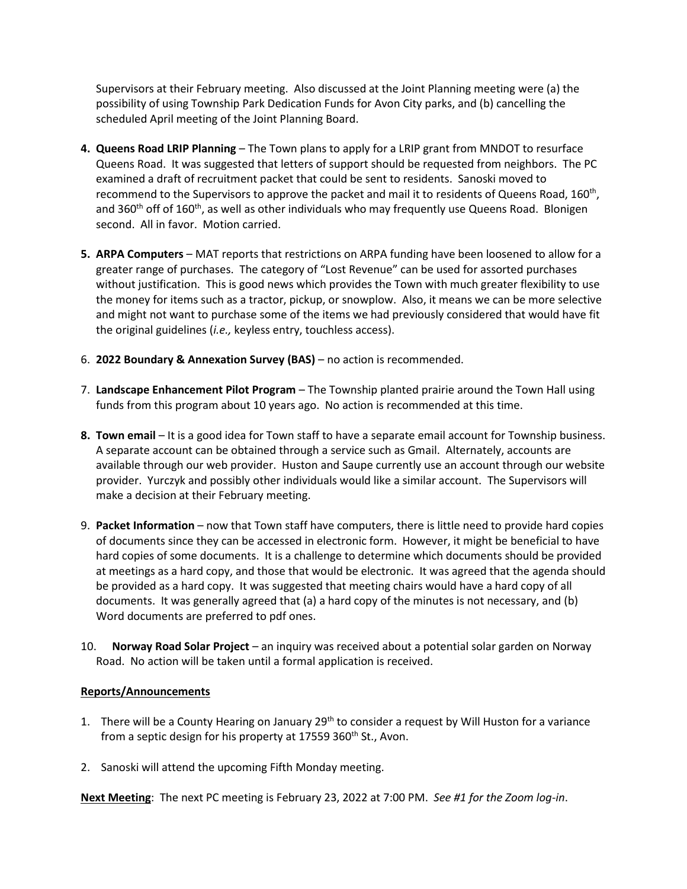Supervisors at their February meeting. Also discussed at the Joint Planning meeting were (a) the possibility of using Township Park Dedication Funds for Avon City parks, and (b) cancelling the scheduled April meeting of the Joint Planning Board.

4. **Queens Road LRIP Planning** – The Town plans to apply for a LRIP grant from MNDOT to resurface Queens Road. It was suggested that letters of support should be requested from neighbors. The PC examined a draft of recruitment packet that could be sent to residents. Sanoski moved to recommend to the Supervisors to approve the packet and mail it to residents of Queens Road, 160th, and 360th off of 160th, as well as other individuals who may frequently use Queens Road. Blonigen second. All in favor. Motion carried.

5. **ARPA Computers** – MAT reports that restrictions on ARPA funding have been loosened to allow for a greater range of purchases. The category of "Lost Revenue" can be used for assorted purchases without justification. This is good news which provides the Town with much greater flexibility to use the money for items such as a tractor, pickup, or snowplow. Also, it means we can be more selective and might not want to purchase some of the items we had previously considered that would have fit the original guidelines (*i.e.,* keyless entry, touchless access).

6. **2022 Boundary & Annexation Survey (BAS)** – no action is recommended.

7. **Landscape Enhancement Pilot Program** – The Township planted prairie around the Town Hall using funds from this program about 10 years ago. No action is recommended at this time.

8. **Town email** – It is a good idea for Town staff to have a separate email account for Township business. A separate account can be obtained through a service such as Gmail. Alternately, accounts are available through our web provider. Huston and Saupe currently use an account through our website provider. Yurczyk and possibly other individuals would like a similar account. The Supervisors will make a decision at their February meeting.

9. **Packet Information** – now that Town staff have computers, there is little need to provide hard copies of documents since they can be accessed in electronic form. However, it might be beneficial to have hard copies of some documents. It is a challenge to determine which documents should be provided at meetings as a hard copy, and those that would be electronic. It was agreed that the agenda should be provided as a hard copy. It was suggested that meeting chairs would have a hard copy of all documents. It was generally agreed that (a) a hard copy of the minutes is not necessary, and (b) Word documents are preferred to pdf ones.

10. **Norway Road Solar Project** – an inquiry was received about a potential solar garden on Norway Road. No action will be taken until a formal application is received.

**Reports/Announcements**

1. There will be a County Hearing on January 29th to consider a request by Will Huston for a variance from a septic design for his property at 17559 360th St., Avon.

2. Sanoski will attend the upcoming Fifth Monday meeting.

**Next Meeting**: The next PC meeting is February 23, 2022 at 7:00 PM. *See #1 for the Zoom log-in*.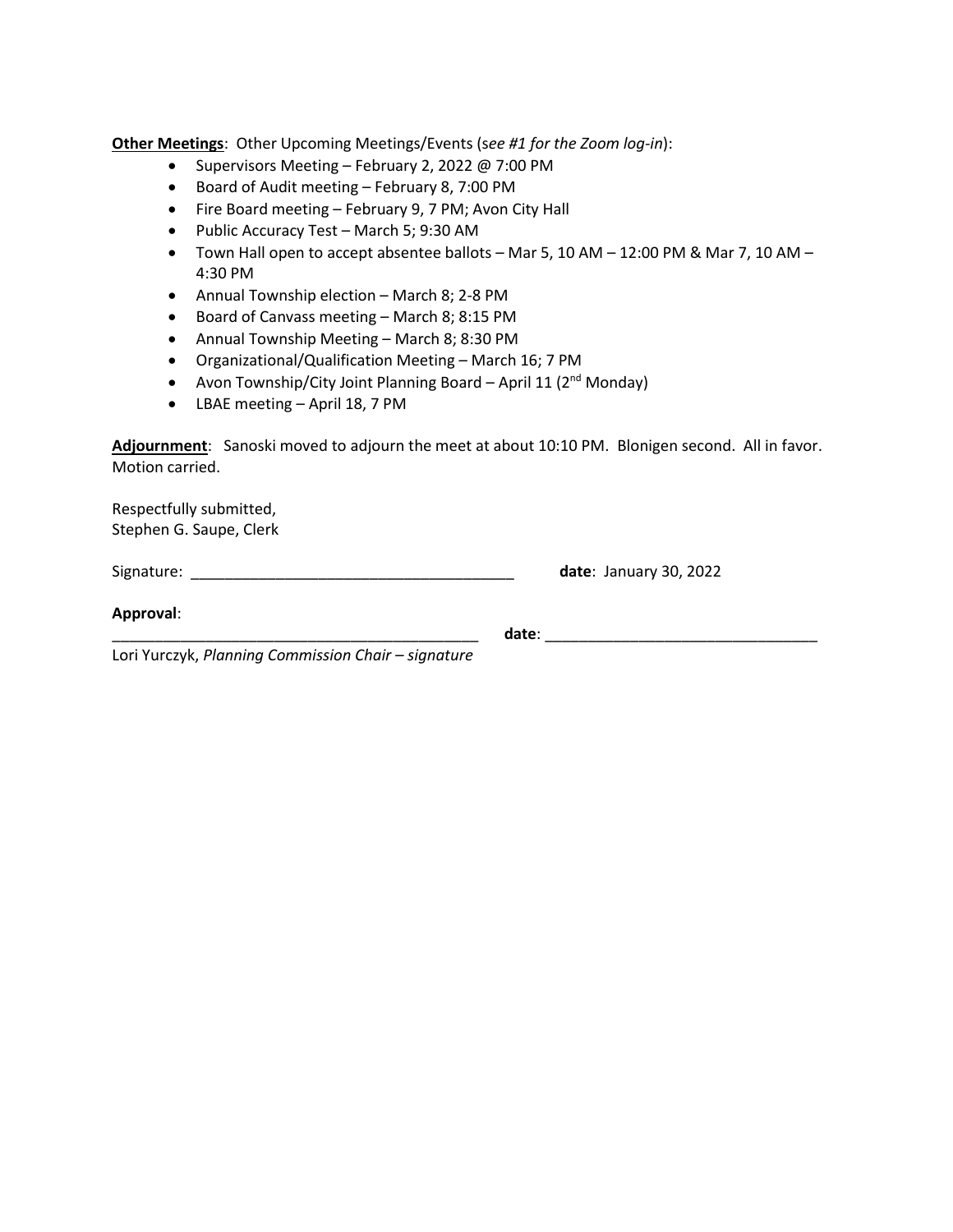**<u>Other Meetings</u>**: Other Upcoming Meetings/Events (s*ee #1 for the Zoom log-in*):

- Supervisors Meeting – February 2, 2022 @ 7:00 PM
- Board of Audit meeting – February 8, 7:00 PM
- Fire Board meeting – February 9, 7 PM; Avon City Hall
- Public Accuracy Test – March 5; 9:30 AM
- Town Hall open to accept absentee ballots – Mar 5, 10 AM – 12:00 PM & Mar 7, 10 AM – 4:30 PM
- Annual Township election – March 8; 2-8 PM
- Board of Canvass meeting – March 8; 8:15 PM
- Annual Township Meeting – March 8; 8:30 PM
- Organizational/Qualification Meeting – March 16; 7 PM
- Avon Township/City Joint Planning Board – April 11 (2nd Monday)
- LBAE meeting – April 18, 7 PM

**<u>Adjournment</u>**: Sanoski moved to adjourn the meet at about 10:10 PM. Blonigen second. All in favor. Motion carried.

Respectfully submitted,
Stephen G. Saupe, Clerk

Signature: ______________________________________ **date**: January 30, 2022

**Approval**:
___________________________________________ **date**: _______________________________
Lori Yurczyk, *Planning Commission Chair – signature*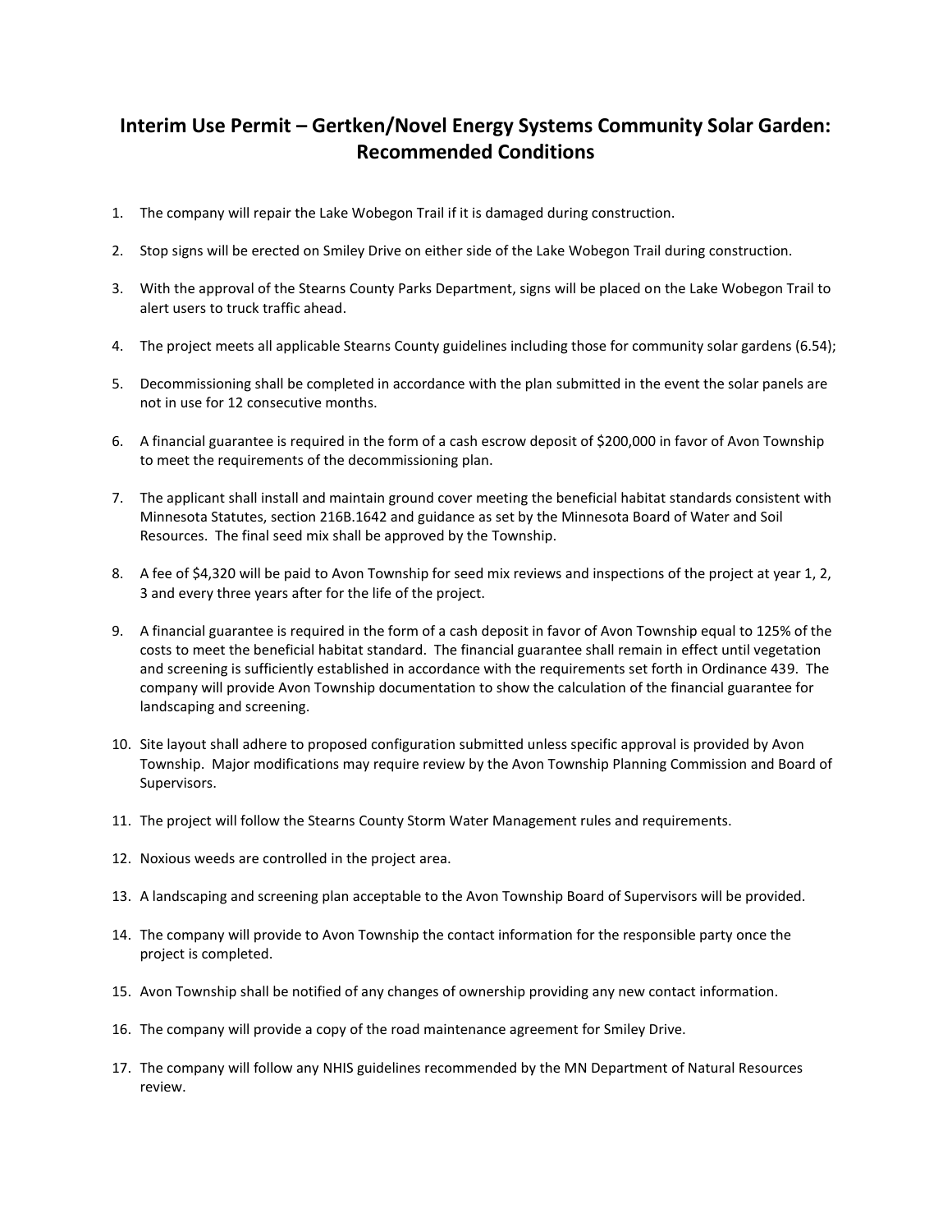# Interim Use Permit – Gertken/Novel Energy Systems Community Solar Garden: Recommended Conditions

1. The company will repair the Lake Wobegon Trail if it is damaged during construction.

2. Stop signs will be erected on Smiley Drive on either side of the Lake Wobegon Trail during construction.

3. With the approval of the Stearns County Parks Department, signs will be placed on the Lake Wobegon Trail to alert users to truck traffic ahead.

4. The project meets all applicable Stearns County guidelines including those for community solar gardens (6.54);

5. Decommissioning shall be completed in accordance with the plan submitted in the event the solar panels are not in use for 12 consecutive months.

6. A financial guarantee is required in the form of a cash escrow deposit of $200,000 in favor of Avon Township to meet the requirements of the decommissioning plan.

7. The applicant shall install and maintain ground cover meeting the beneficial habitat standards consistent with Minnesota Statutes, section 216B.1642 and guidance as set by the Minnesota Board of Water and Soil Resources. The final seed mix shall be approved by the Township.

8. A fee of $4,320 will be paid to Avon Township for seed mix reviews and inspections of the project at year 1, 2, 3 and every three years after for the life of the project.

9. A financial guarantee is required in the form of a cash deposit in favor of Avon Township equal to 125% of the costs to meet the beneficial habitat standard. The financial guarantee shall remain in effect until vegetation and screening is sufficiently established in accordance with the requirements set forth in Ordinance 439. The company will provide Avon Township documentation to show the calculation of the financial guarantee for landscaping and screening.

10. Site layout shall adhere to proposed configuration submitted unless specific approval is provided by Avon Township. Major modifications may require review by the Avon Township Planning Commission and Board of Supervisors.

11. The project will follow the Stearns County Storm Water Management rules and requirements.

12. Noxious weeds are controlled in the project area.

13. A landscaping and screening plan acceptable to the Avon Township Board of Supervisors will be provided.

14. The company will provide to Avon Township the contact information for the responsible party once the project is completed.

15. Avon Township shall be notified of any changes of ownership providing any new contact information.

16. The company will provide a copy of the road maintenance agreement for Smiley Drive.

17. The company will follow any NHIS guidelines recommended by the MN Department of Natural Resources review.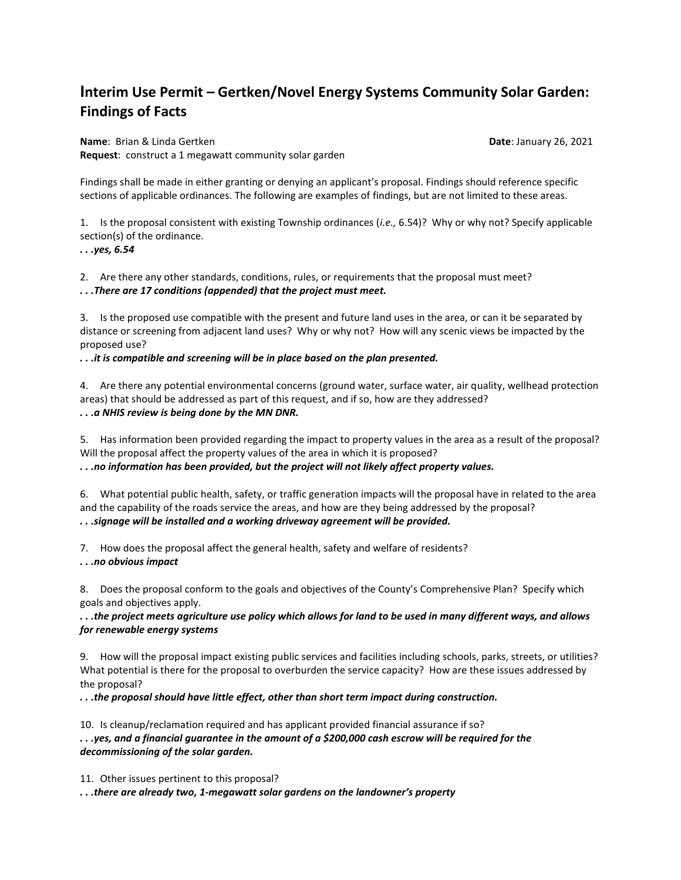# Interim Use Permit – Gertken/Novel Energy Systems Community Solar Garden: Findings of Facts

**Name**: Brian & Linda Gertken **Date**: January 26, 2021
**Request**: construct a 1 megawatt community solar garden

Findings shall be made in either granting or denying an applicant's proposal. Findings should reference specific sections of applicable ordinances. The following are examples of findings, but are not limited to these areas.

1. Is the proposal consistent with existing Township ordinances (*i.e.,* 6.54)? Why or why not? Specify applicable section(s) of the ordinance.
***. . .yes, 6.54***

2. Are there any other standards, conditions, rules, or requirements that the proposal must meet?
***. . .There are 17 conditions (appended) that the project must meet.***

3. Is the proposed use compatible with the present and future land uses in the area, or can it be separated by distance or screening from adjacent land uses? Why or why not? How will any scenic views be impacted by the proposed use?
***. . .it is compatible and screening will be in place based on the plan presented.***

4. Are there any potential environmental concerns (ground water, surface water, air quality, wellhead protection areas) that should be addressed as part of this request, and if so, how are they addressed?
***. . .a NHIS review is being done by the MN DNR.***

5. Has information been provided regarding the impact to property values in the area as a result of the proposal? Will the proposal affect the property values of the area in which it is proposed?
***. . .no information has been provided, but the project will not likely affect property values.***

6. What potential public health, safety, or traffic generation impacts will the proposal have in related to the area and the capability of the roads service the areas, and how are they being addressed by the proposal?
***. . .signage will be installed and a working driveway agreement will be provided.***

7. How does the proposal affect the general health, safety and welfare of residents?
***. . .no obvious impact***

8. Does the proposal conform to the goals and objectives of the County's Comprehensive Plan? Specify which goals and objectives apply.
***. . .the project meets agriculture use policy which allows for land to be used in many different ways, and allows for renewable energy systems***

9. How will the proposal impact existing public services and facilities including schools, parks, streets, or utilities? What potential is there for the proposal to overburden the service capacity? How are these issues addressed by the proposal?
***. . .the proposal should have little effect, other than short term impact during construction.***

10. Is cleanup/reclamation required and has applicant provided financial assurance if so?
***. . .yes, and a financial guarantee in the amount of a $200,000 cash escrow will be required for the decommissioning of the solar garden.***

11. Other issues pertinent to this proposal?
***. . .there are already two, 1-megawatt solar gardens on the landowner's property***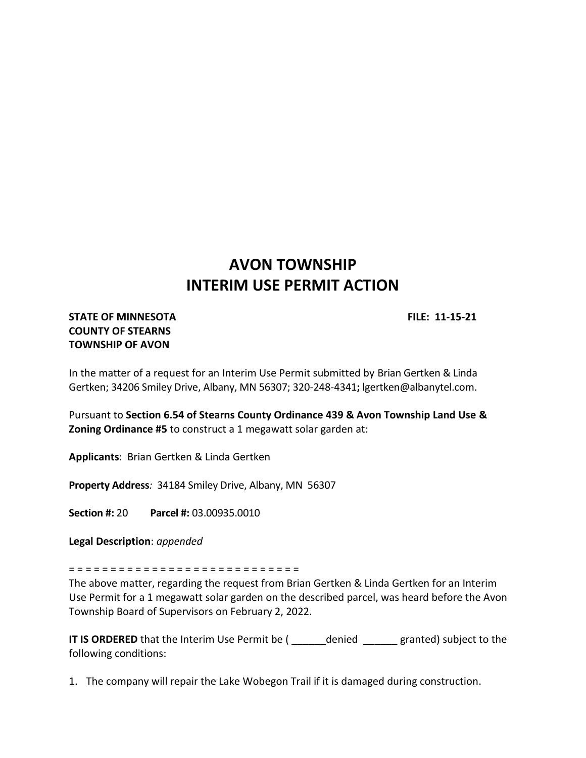# AVON TOWNSHIP
# INTERIM USE PERMIT ACTION

**STATE OF MINNESOTA** **FILE: 11-15-21**
**COUNTY OF STEARNS**
**TOWNSHIP OF AVON**

In the matter of a request for an Interim Use Permit submitted by Brian Gertken & Linda Gertken; 34206 Smiley Drive, Albany, MN 56307; 320-248-4341**;** lgertken@albanytel.com.

Pursuant to **Section 6.54 of Stearns County Ordinance 439 & Avon Township Land Use & Zoning Ordinance #5** to construct a 1 megawatt solar garden at:

**Applicants**: Brian Gertken & Linda Gertken

**Property Address***:* 34184 Smiley Drive, Albany, MN 56307

**Section #:** 20 **Parcel #:** 03.00935.0010

**Legal Description**: *appended*

= = = = = = = = = = = = = = = = = = = = = = = = = = = =

The above matter, regarding the request from Brian Gertken & Linda Gertken for an Interim Use Permit for a 1 megawatt solar garden on the described parcel, was heard before the Avon Township Board of Supervisors on February 2, 2022.

**IT IS ORDERED** that the Interim Use Permit be ( ______denied ______ granted) subject to the following conditions:

1. The company will repair the Lake Wobegon Trail if it is damaged during construction.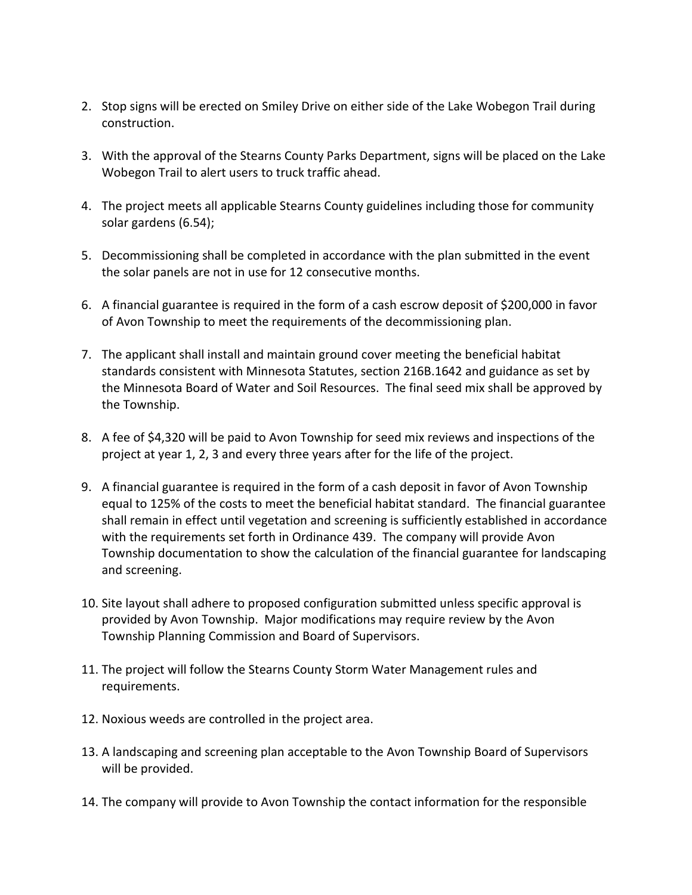2. Stop signs will be erected on Smiley Drive on either side of the Lake Wobegon Trail during construction.

3. With the approval of the Stearns County Parks Department, signs will be placed on the Lake Wobegon Trail to alert users to truck traffic ahead.

4. The project meets all applicable Stearns County guidelines including those for community solar gardens (6.54);

5. Decommissioning shall be completed in accordance with the plan submitted in the event the solar panels are not in use for 12 consecutive months.

6. A financial guarantee is required in the form of a cash escrow deposit of $200,000 in favor of Avon Township to meet the requirements of the decommissioning plan.

7. The applicant shall install and maintain ground cover meeting the beneficial habitat standards consistent with Minnesota Statutes, section 216B.1642 and guidance as set by the Minnesota Board of Water and Soil Resources. The final seed mix shall be approved by the Township.

8. A fee of $4,320 will be paid to Avon Township for seed mix reviews and inspections of the project at year 1, 2, 3 and every three years after for the life of the project.

9. A financial guarantee is required in the form of a cash deposit in favor of Avon Township equal to 125% of the costs to meet the beneficial habitat standard. The financial guarantee shall remain in effect until vegetation and screening is sufficiently established in accordance with the requirements set forth in Ordinance 439. The company will provide Avon Township documentation to show the calculation of the financial guarantee for landscaping and screening.

10. Site layout shall adhere to proposed configuration submitted unless specific approval is provided by Avon Township. Major modifications may require review by the Avon Township Planning Commission and Board of Supervisors.

11. The project will follow the Stearns County Storm Water Management rules and requirements.

12. Noxious weeds are controlled in the project area.

13. A landscaping and screening plan acceptable to the Avon Township Board of Supervisors will be provided.

14. The company will provide to Avon Township the contact information for the responsible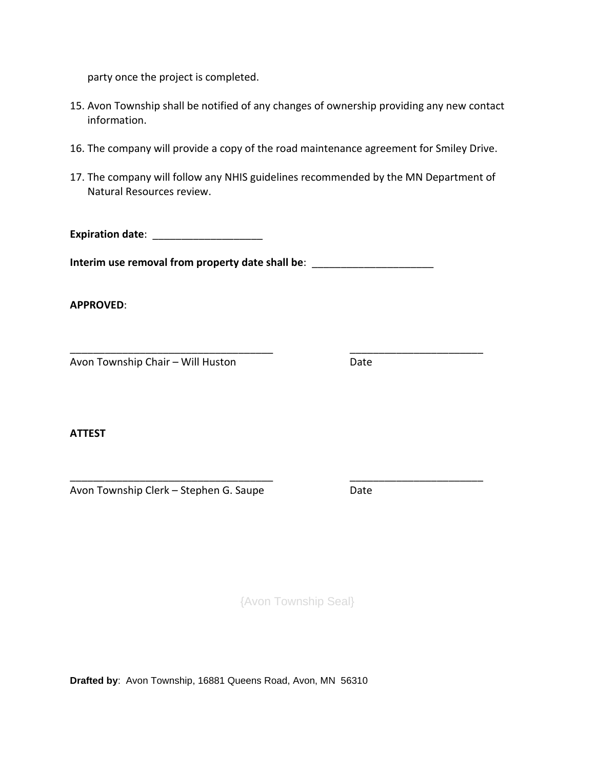party once the project is completed.

15. Avon Township shall be notified of any changes of ownership providing any new contact information.

16. The company will provide a copy of the road maintenance agreement for Smiley Drive.

17. The company will follow any NHIS guidelines recommended by the MN Department of Natural Resources review.

**Expiration date**: ___________________

**Interim use removal from property date shall be**: _____________________

**APPROVED**:

___________________________________ ______________________

Avon Township Chair – Will Huston Date

**ATTEST**

___________________________________ ______________________

Avon Township Clerk – Stephen G. Saupe Date

{Avon Township Seal}

**Drafted by**: Avon Township, 16881 Queens Road, Avon, MN 56310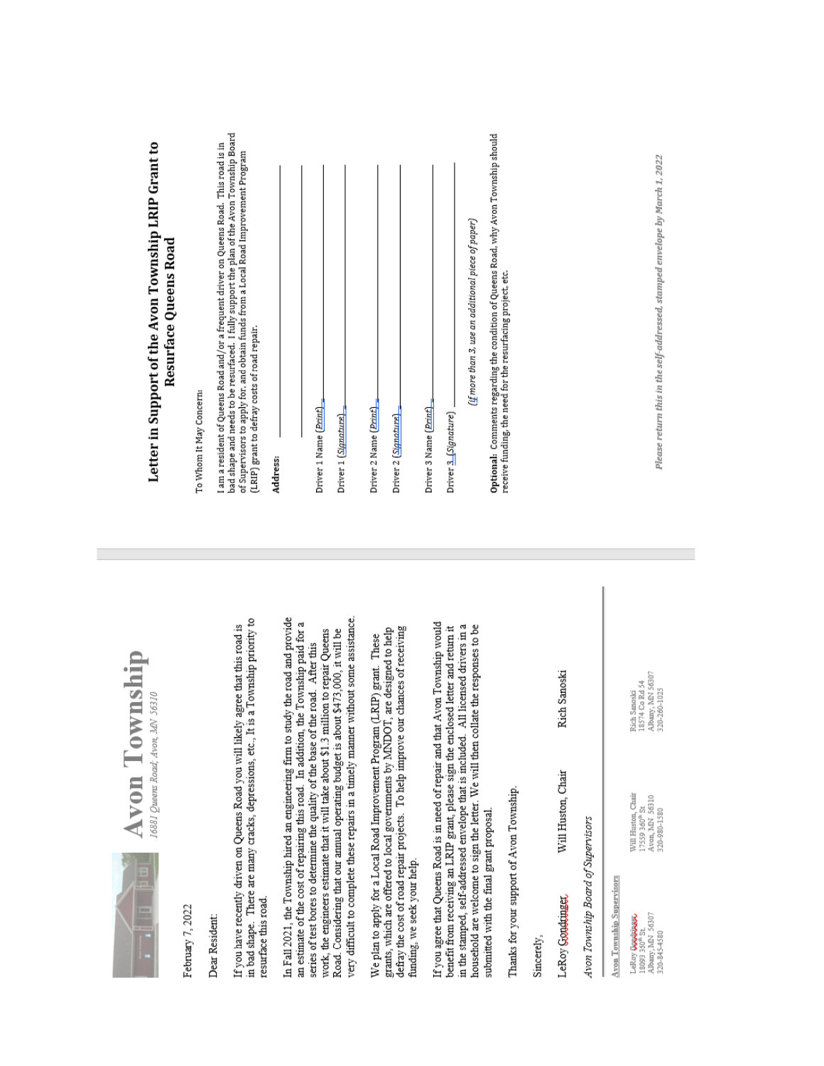# Avon Township

*16881 Queens Road; Avon, MN 56310*

February 7, 2022

Dear Resident:

If you have recently driven on Queens Road you will likely agree that this road is in bad shape. There are many cracks, depressions, etc., It is a Township priority to resurface this road.

In Fall 2021, the Township hired an engineering firm to study the road and provide an estimate of the cost of repairing this road. In addition, the Township paid for a series of test bores to determine the quality of the base of the road. After this work, the engineers estimate that it will take about $1.3 million to repair Queens Road. Considering that our annual operating budget is about $473,000, it will be very difficult to complete these repairs in a timely manner without some assistance.

We plan to apply for a Local Road Improvement Program (LRIP) grant. These grants, which are offered to local governments by MNDOT, are designed to help defray the cost of road repair projects. To help improve our chances of receiving funding, we seek your help.

If you agree that Queens Road is in need of repair and that Avon Township would benefit from receiving an LRIP grant, please sign the enclosed letter and return it in the stamped, self-addressed envelope that is included. All licensed drivers in a household are welcome to sign the letter. We will then collate the responses to be submitted with the final grant proposal.

Thanks for your support of Avon Township.

Sincerely,

LeRoy Gondringer, Will Huston, Chair, Rich Sanoski

*Avon Township Board of Supervisors*

**Avon Township Supervisors**

| LeRoy Gondringer | Will Huston, Chair | Rich Sanoski |
|---|---|---|
| 18093 360th St. | 17559 360th St | 18574 Co Rd 54 |
| Albany, MN 56307 | Avon, MN 56310 | Albany, MN 56307 |
| 320-845-4580 | 320-980-1580 | 320-260-1025 |

# Letter in Support of the Avon Township LRIP Grant to Resurface Queens Road

To Whom It May Concern:

I am a resident of Queens Road and/or a frequent driver on Queens Road. This road is in bad shape and needs to be resurfaced. I fully support the plan of the Avon Township Board of Supervisors to apply for, and obtain funds from a Local Road Improvement Program (LRIP) grant to defray costs of road repair.

**Address:** ______________________________

Driver 1 Name (Print) ______________________________

Driver 1 (Signature) ______________________________

Driver 2 Name (Print) ______________________________

Driver 2 (Signature) ______________________________

Driver 3 Name (Print) ______________________________

Driver 3 (Signature) ______________________________

*(If more than 3, use an additional piece of paper)*

**Optional:** Comments regarding the condition of Queens Road, why Avon Township should receive funding, the need for the resurfacing project, etc.

***Please return this in the self-addressed, stamped envelope by March 1, 2022***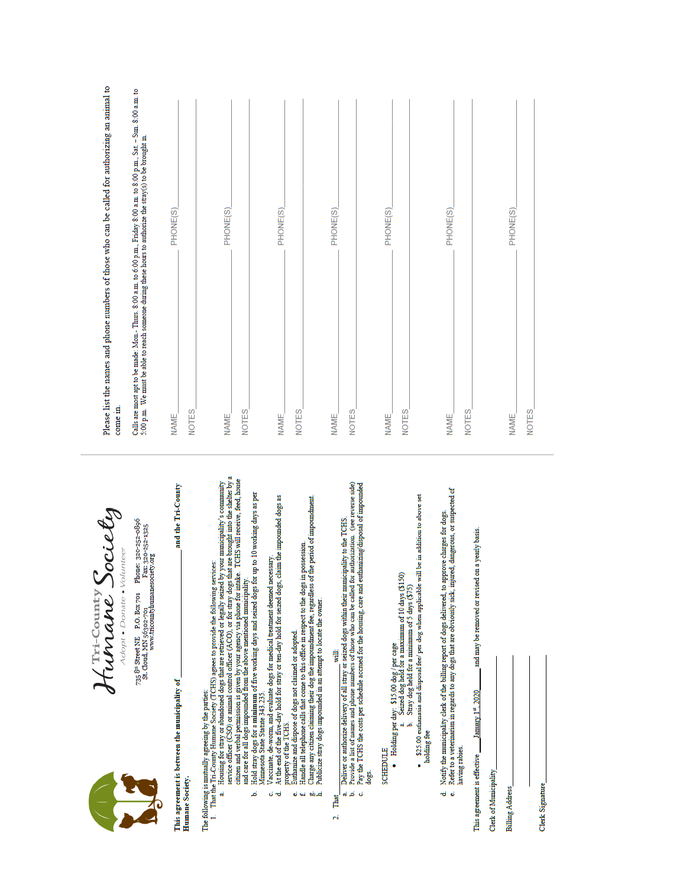**Tri-County Humane Society**
Adopt • Donate • Volunteer

735 8th Street NE   P.O. Box 701   Phone: 320-252-0896
St. Cloud, MN 56302-701   Fax: 320-252-1325
www.tricountyhumanesociety.org

**This agreement is between the municipality of _______________________ and the Tri-County Humane Society.**

The following is mutually agreeing by the parties:

1. That the Tri-County Humane Society (TCHS) agrees to provide the following services:
   a. Housing for stray or abandoned dogs that are retrieved or legally seized by your municipality's community service officer (CSO) or animal control officer (ACO), or for stray dogs that are brought into the shelter by a citizen and verbal permission is given by your agency via phone for intake. TCHS will receive, feed, house and care for all dogs impounded from the above mentioned municipality.
   b. Hold stray dogs for a minimum of five working days and seized dogs for up to 10 working days as per Minnesota State Statute 343.235.
   c. Vaccinate, de-worm, and evaluate dogs for medical treatment deemed necessary.
   d. At the end of the five-day hold for stray or ten-day hold for seized dogs, claim the impounded dogs as property of the TCHS.
   e. Euthanize and dispose of dogs not claimed or adopted.
   f. Handle all telephone calls that come to this office in respect to the dogs in possession.
   g. Charge any citizen claiming their dog the impoundment fee, regardless of the period of impoundment.
   h. Publicize stray dogs impounded in an attempt to locate the owner.

2. That _______________ will:
   a. Deliver or authorize delivery of all stray or seized dogs within their municipality to the TCHS.
   b. Provide a list of names and phone numbers of those who can be called for authorization. (see reverse side)
   c. Pay the TCHS the costs per schedule accrued for the housing, care and euthanizing/disposal of impounded dogs.

SCHEDULE

- Holding per day: $15.00 dog / per cage
  a. Seized dog held for a maximum of 10 days ($150)
  b. Stray dog held for a minimum of 5 days ($75)
- $25.00 euthanasia and disposal fee/ per dog when applicable will be in addition to above set holding fee

   d. Notify the municipality clerk of the billing report of dogs delivered, to approve charges for dogs.
   e. Refer to a veterinarian in regards to any dogs that are obviously sick, injured, dangerous, or suspected of having rabies.

This agreement is effective ___January 1st, 2020___ and may be removed or revised on a yearly basis.

Clerk of Municipality _______________________

Billing Address _______________________

_______________________

Clerk Signature _______________________

---

Please list the names and phone numbers of those who can be called for authorizing an animal to come in.

Calls are most apt to be made: Mon.- Thurs. 8:00 a.m. to 6:00 p.m., Friday 8:00 a.m. to 8:00 p.m., Sat. – Sun. 8:00 a.m. to 5:00 p.m. We must be able to reach someone during these hours to authorize the stray(s) to be brought in.

NAME_______________________ PHONE(S)_______________________
NOTES_______________________

NAME_______________________ PHONE(S)_______________________
NOTES_______________________

NAME_______________________ PHONE(S)_______________________
NOTES_______________________

NAME_______________________ PHONE(S)_______________________
NOTES_______________________

NAME_______________________ PHONE(S)_______________________
NOTES_______________________

NAME_______________________ PHONE(S)_______________________
NOTES_______________________

NAME_______________________ PHONE(S)_______________________
NOTES_______________________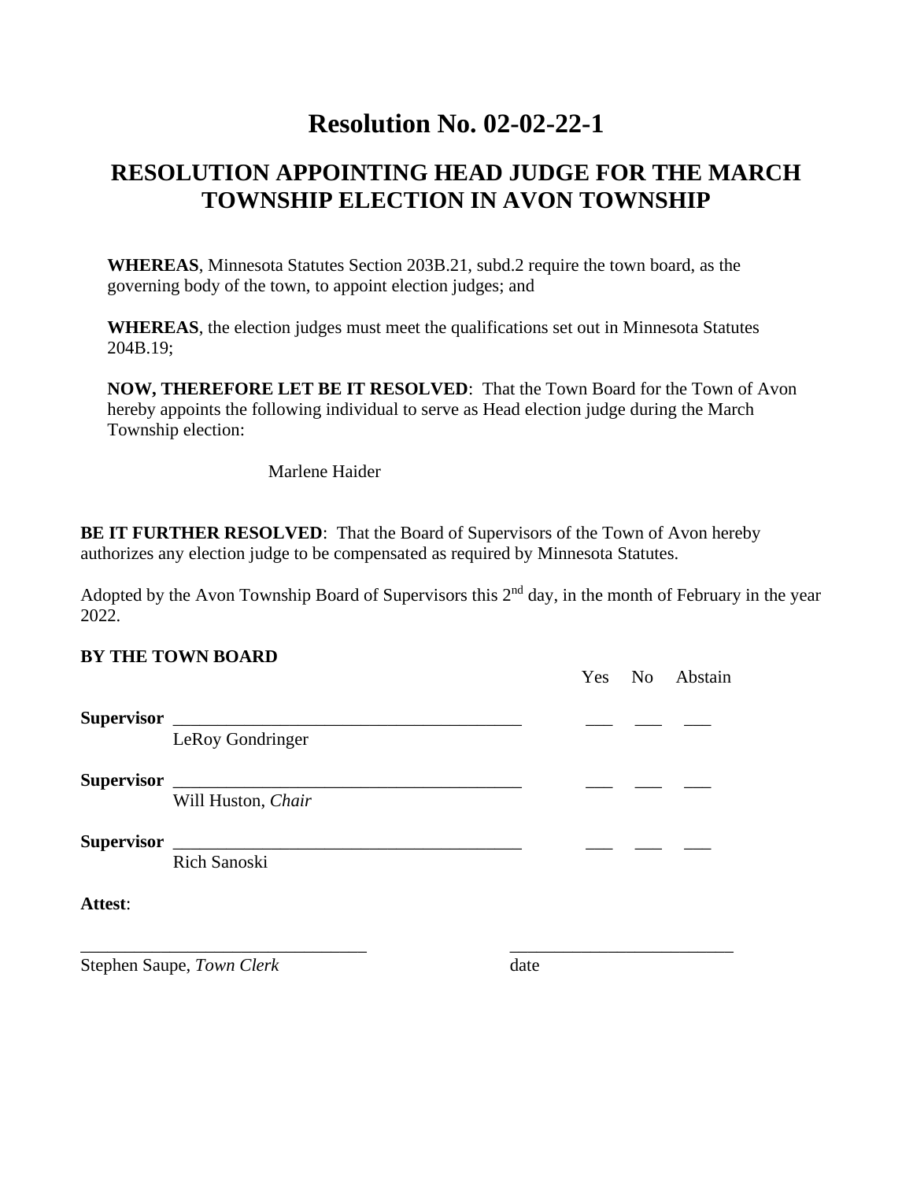# Resolution No. 02-02-22-1

## RESOLUTION APPOINTING HEAD JUDGE FOR THE MARCH TOWNSHIP ELECTION IN AVON TOWNSHIP

**WHEREAS**, Minnesota Statutes Section 203B.21, subd.2 require the town board, as the governing body of the town, to appoint election judges; and

**WHEREAS**, the election judges must meet the qualifications set out in Minnesota Statutes 204B.19;

**NOW, THEREFORE LET BE IT RESOLVED**: That the Town Board for the Town of Avon hereby appoints the following individual to serve as Head election judge during the March Township election:

Marlene Haider

**BE IT FURTHER RESOLVED**: That the Board of Supervisors of the Town of Avon hereby authorizes any election judge to be compensated as required by Minnesota Statutes.

Adopted by the Avon Township Board of Supervisors this 2nd day, in the month of February in the year 2022.

**BY THE TOWN BOARD**

| | Yes | No | Abstain |
|---|---|---|---|
| **Supervisor** ________________________________________ LeRoy Gondringer | ___ | ___ | ___ |
| **Supervisor** ________________________________________ Will Huston, *Chair* | ___ | ___ | ___ |
| **Supervisor** ________________________________________ Rich Sanoski | ___ | ___ | ___ |

**Attest**:

________________________________ ________________________

Stephen Saupe, *Town Clerk* date